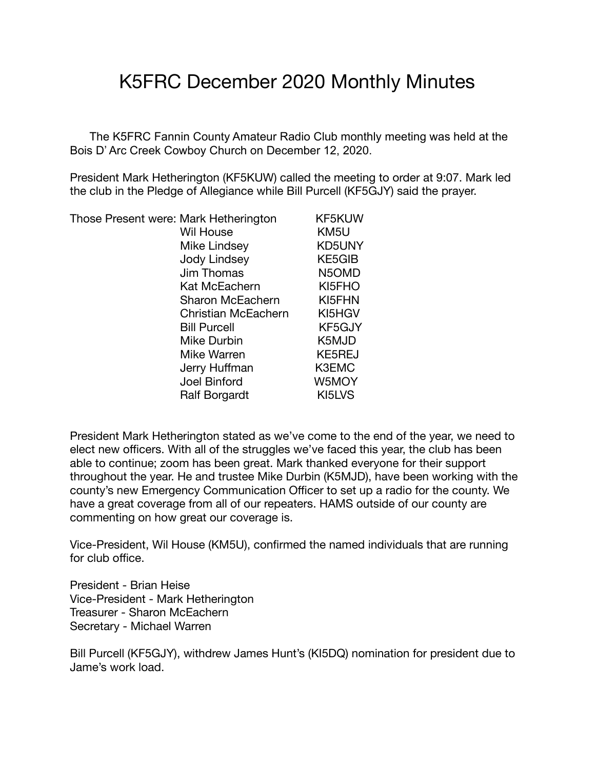# K5FRC December 2020 Monthly Minutes

The K5FRC Fannin County Amateur Radio Club monthly meeting was held at the Bois D' Arc Creek Cowboy Church on December 12, 2020.

President Mark Hetherington (KF5KUW) called the meeting to order at 9:07. Mark led the club in the Pledge of Allegiance while Bill Purcell (KF5GJY) said the prayer.

| Those Present were: | | |
|---|---|---|
| | Mark Hetherington | KF5KUW |
| | Wil House | KM5U |
| | Mike Lindsey | KD5UNY |
| | Jody Lindsey | KE5GIB |
| | Jim Thomas | N5OMD |
| | Kat McEachern | KI5FHO |
| | Sharon McEachern | KI5FHN |
| | Christian McEachern | KI5HGV |
| | Bill Purcell | KF5GJY |
| | Mike Durbin | K5MJD |
| | Mike Warren | KE5REJ |
| | Jerry Huffman | K3EMC |
| | Joel Binford | W5MOY |
| | Ralf Borgardt | KI5LVS |

President Mark Hetherington stated as we've come to the end of the year, we need to elect new officers. With all of the struggles we've faced this year, the club has been able to continue; zoom has been great. Mark thanked everyone for their support throughout the year. He and trustee Mike Durbin (K5MJD), have been working with the county's new Emergency Communication Officer to set up a radio for the county. We have a great coverage from all of our repeaters. HAMS outside of our county are commenting on how great our coverage is.

Vice-President, Wil House (KM5U), confirmed the named individuals that are running for club office.

President - Brian Heise
Vice-President - Mark Hetherington
Treasurer - Sharon McEachern
Secretary - Michael Warren

Bill Purcell (KF5GJY), withdrew James Hunt's (KI5DQ) nomination for president due to Jame's work load.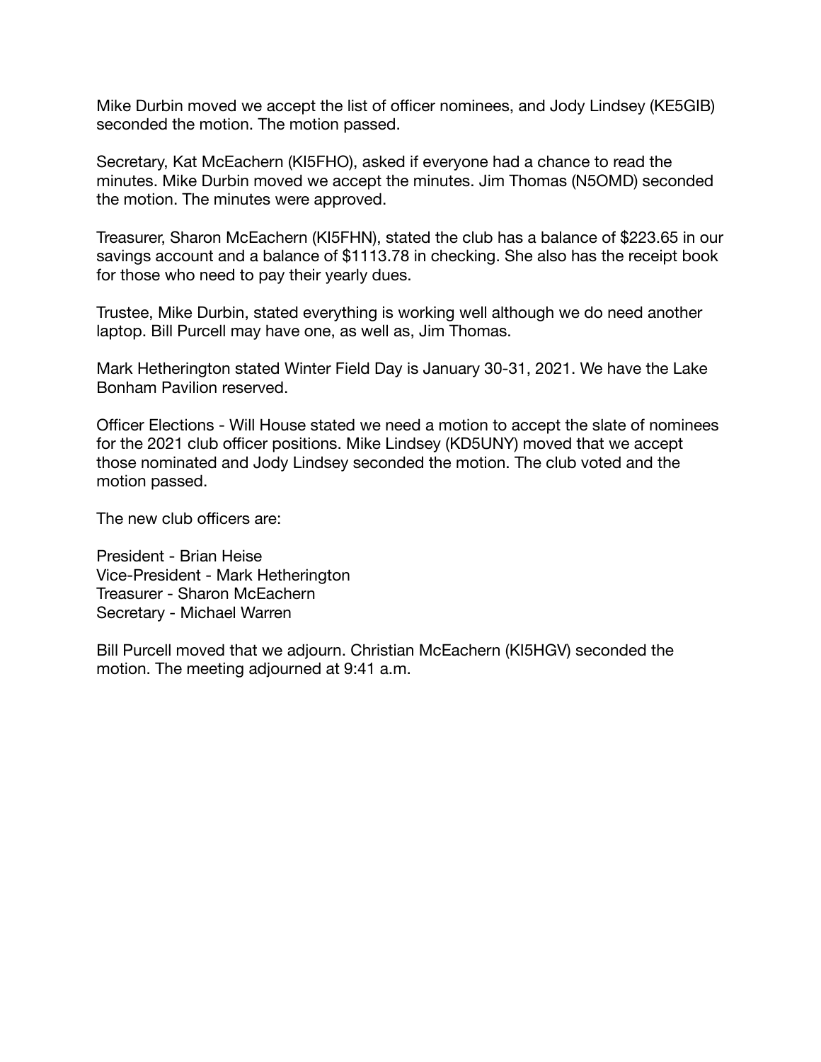Mike Durbin moved we accept the list of officer nominees, and Jody Lindsey (KE5GIB) seconded the motion. The motion passed.

Secretary, Kat McEachern (KI5FHO), asked if everyone had a chance to read the minutes. Mike Durbin moved we accept the minutes. Jim Thomas (N5OMD) seconded the motion. The minutes were approved.

Treasurer, Sharon McEachern (KI5FHN), stated the club has a balance of $223.65 in our savings account and a balance of $1113.78 in checking. She also has the receipt book for those who need to pay their yearly dues.

Trustee, Mike Durbin, stated everything is working well although we do need another laptop. Bill Purcell may have one, as well as, Jim Thomas.

Mark Hetherington stated Winter Field Day is January 30-31, 2021. We have the Lake Bonham Pavilion reserved.

Officer Elections - Will House stated we need a motion to accept the slate of nominees for the 2021 club officer positions. Mike Lindsey (KD5UNY) moved that we accept those nominated and Jody Lindsey seconded the motion. The club voted and the motion passed.

The new club officers are:

President - Brian Heise
Vice-President - Mark Hetherington
Treasurer - Sharon McEachern
Secretary - Michael Warren

Bill Purcell moved that we adjourn. Christian McEachern (KI5HGV) seconded the motion. The meeting adjourned at 9:41 a.m.